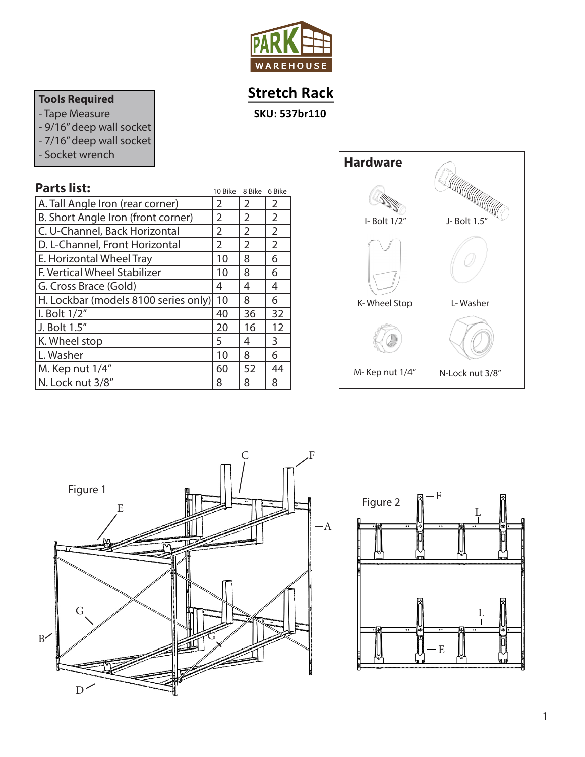# Stretch Rack

**SKU: 537br110**

**Tools Required**
- Tape Measure
- 9/16" deep wall socket
- 7/16" deep wall socket
- Socket wrench

## Parts list:

| | 10 Bike | 8 Bike | 6 Bike |
|---|---|---|---|
| A. Tall Angle Iron (rear corner) | 2 | 2 | 2 |
| B. Short Angle Iron (front corner) | 2 | 2 | 2 |
| C. U-Channel, Back Horizontal | 2 | 2 | 2 |
| D. L-Channel, Front Horizontal | 2 | 2 | 2 |
| E. Horizontal Wheel Tray | 10 | 8 | 6 |
| F. Vertical Wheel Stabilizer | 10 | 8 | 6 |
| G. Cross Brace (Gold) | 4 | 4 | 4 |
| H. Lockbar (models 8100 series only) | 10 | 8 | 6 |
| I. Bolt 1/2" | 40 | 36 | 32 |
| J. Bolt 1.5" | 20 | 16 | 12 |
| K. Wheel stop | 5 | 4 | 3 |
| L. Washer | 10 | 8 | 6 |
| M. Kep nut 1/4" | 60 | 52 | 44 |
| N. Lock nut 3/8" | 8 | 8 | 8 |

## Hardware

- I- Bolt 1/2"
- J- Bolt 1.5"
- K- Wheel Stop
- L- Washer
- M- Kep nut 1/4"
- N-Lock nut 3/8"

Figure 1

Figure 2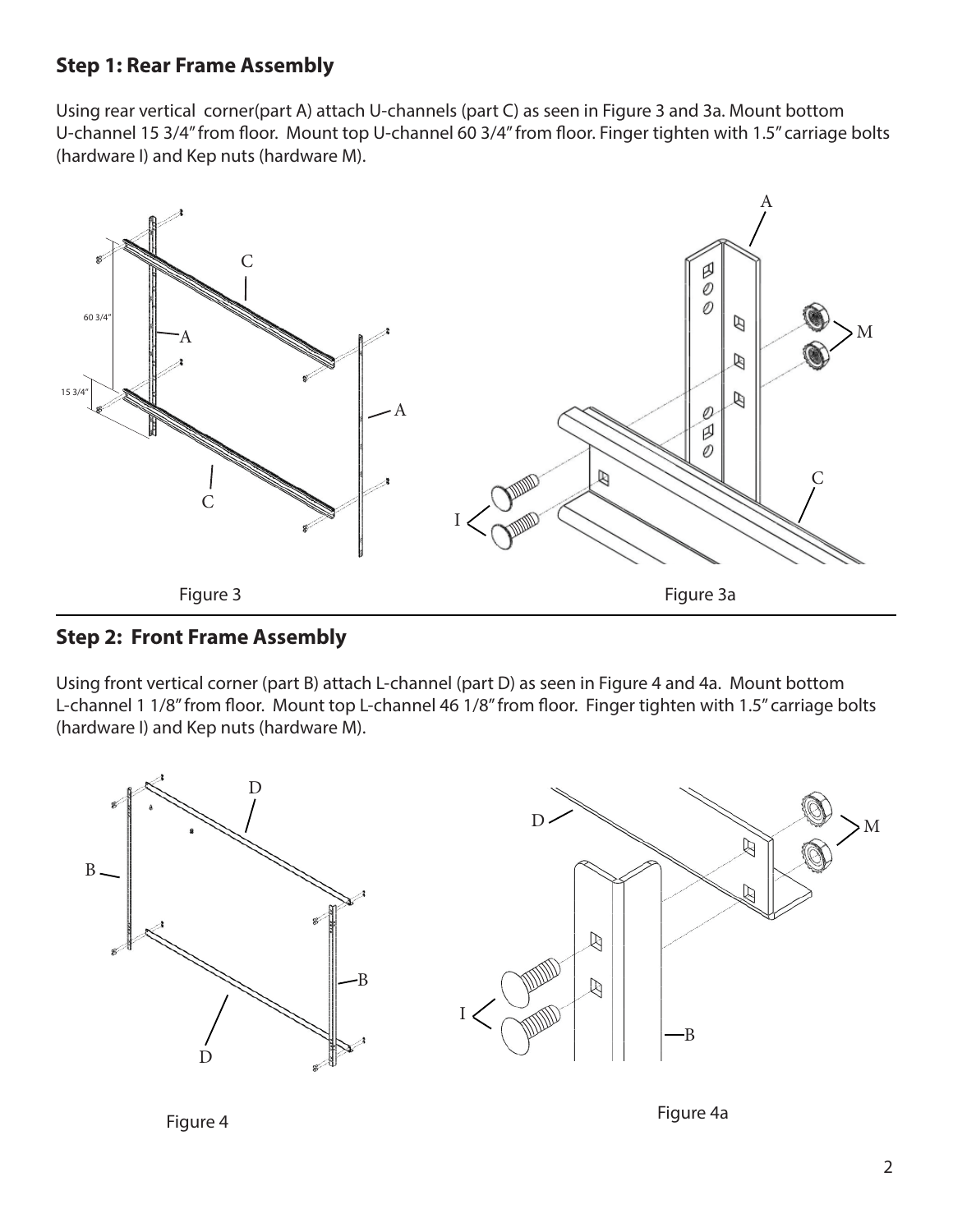## Step 1: Rear Frame Assembly

Using rear vertical corner(part A) attach U-channels (part C) as seen in Figure 3 and 3a. Mount bottom U-channel 15 3/4" from floor. Mount top U-channel 60 3/4" from floor. Finger tighten with 1.5" carriage bolts (hardware I) and Kep nuts (hardware M).

Figure 3

Figure 3a

## Step 2: Front Frame Assembly

Using front vertical corner (part B) attach L-channel (part D) as seen in Figure 4 and 4a. Mount bottom L-channel 1 1/8" from floor. Mount top L-channel 46 1/8" from floor. Finger tighten with 1.5" carriage bolts (hardware I) and Kep nuts (hardware M).

Figure 4

Figure 4a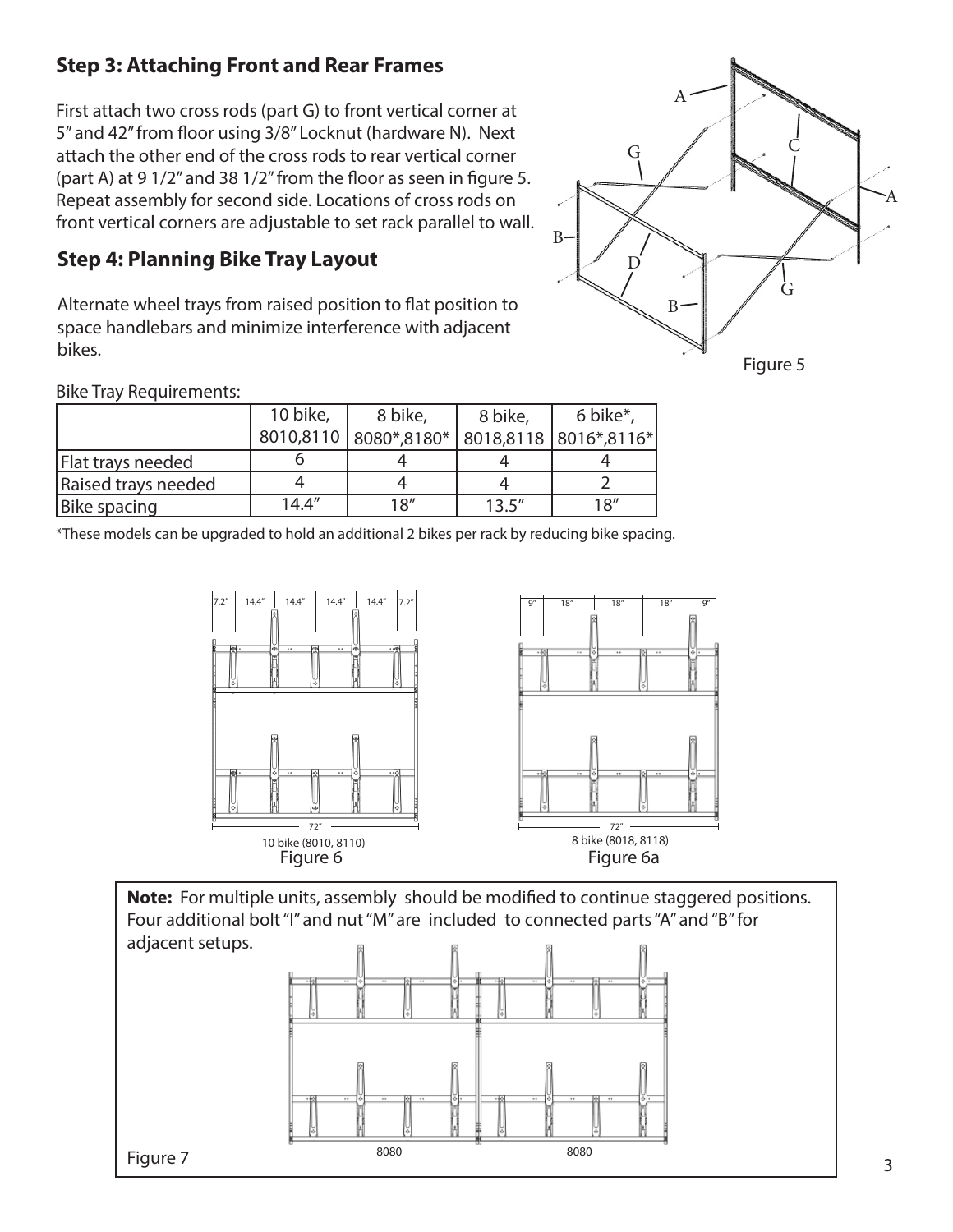## Step 3: Attaching Front and Rear Frames

First attach two cross rods (part G) to front vertical corner at 5" and 42" from floor using 3/8" Locknut (hardware N). Next attach the other end of the cross rods to rear vertical corner (part A) at 9 1/2" and 38 1/2" from the floor as seen in figure 5. Repeat assembly for second side. Locations of cross rods on front vertical corners are adjustable to set rack parallel to wall.

Figure 5

## Step 4: Planning Bike Tray Layout

Alternate wheel trays from raised position to flat position to space handlebars and minimize interference with adjacent bikes.

Bike Tray Requirements:

| | 10 bike, 8010,8110 | 8 bike, 8080*,8180* | 8 bike, 8018,8118 | 6 bike*, 8016*,8116* |
|---|---|---|---|---|
| Flat trays needed | 6 | 4 | 4 | 4 |
| Raised trays needed | 4 | 4 | 4 | 2 |
| Bike spacing | 14.4" | 18" | 13.5" | 18" |

*These models can be upgraded to hold an additional 2 bikes per rack by reducing bike spacing.

10 bike (8010, 8110)
Figure 6

8 bike (8018, 8118)
Figure 6a

**Note:** For multiple units, assembly should be modified to continue staggered positions. Four additional bolt "I" and nut "M" are included to connected parts "A" and "B" for adjacent setups.

Figure 7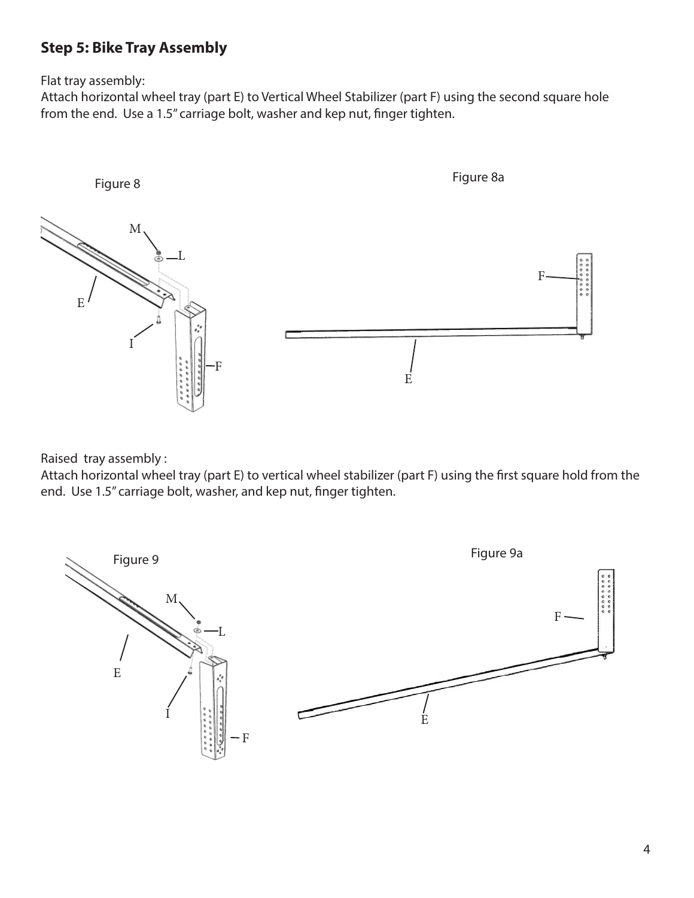## Step 5: Bike Tray Assembly

Flat tray assembly:
Attach horizontal wheel tray (part E) to Vertical Wheel Stabilizer (part F) using the second square hole from the end. Use a 1.5" carriage bolt, washer and kep nut, finger tighten.

Figure 8

Figure 8a

Raised tray assembly :
Attach horizontal wheel tray (part E) to vertical wheel stabilizer (part F) using the first square hold from the end. Use 1.5" carriage bolt, washer, and kep nut, finger tighten.

Figure 9

Figure 9a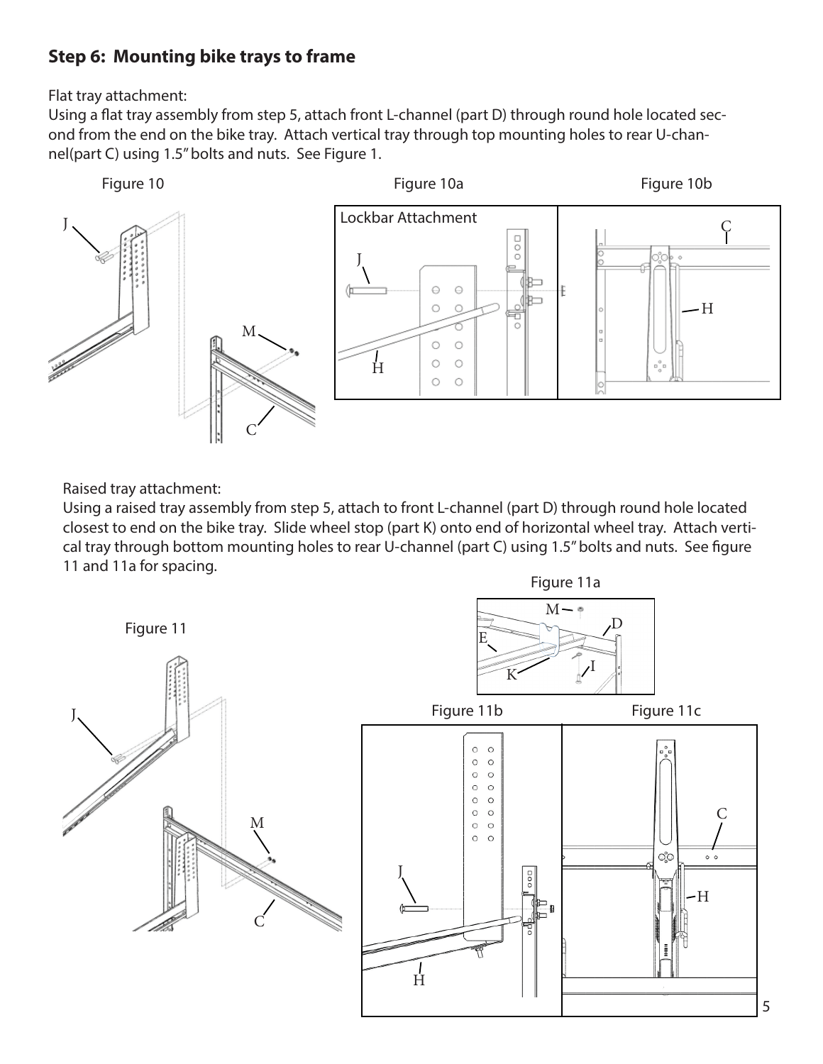## Step 6: Mounting bike trays to frame

Flat tray attachment:
Using a flat tray assembly from step 5, attach front L-channel (part D) through round hole located second from the end on the bike tray. Attach vertical tray through top mounting holes to rear U-channel(part C) using 1.5" bolts and nuts. See Figure 1.

Figure 10

Figure 10a

Lockbar Attachment

Figure 10b

Raised tray attachment:
Using a raised tray assembly from step 5, attach to front L-channel (part D) through round hole located closest to end on the bike tray. Slide wheel stop (part K) onto end of horizontal wheel tray. Attach vertical tray through bottom mounting holes to rear U-channel (part C) using 1.5" bolts and nuts. See figure 11 and 11a for spacing.

Figure 11

Figure 11a

Figure 11b

Figure 11c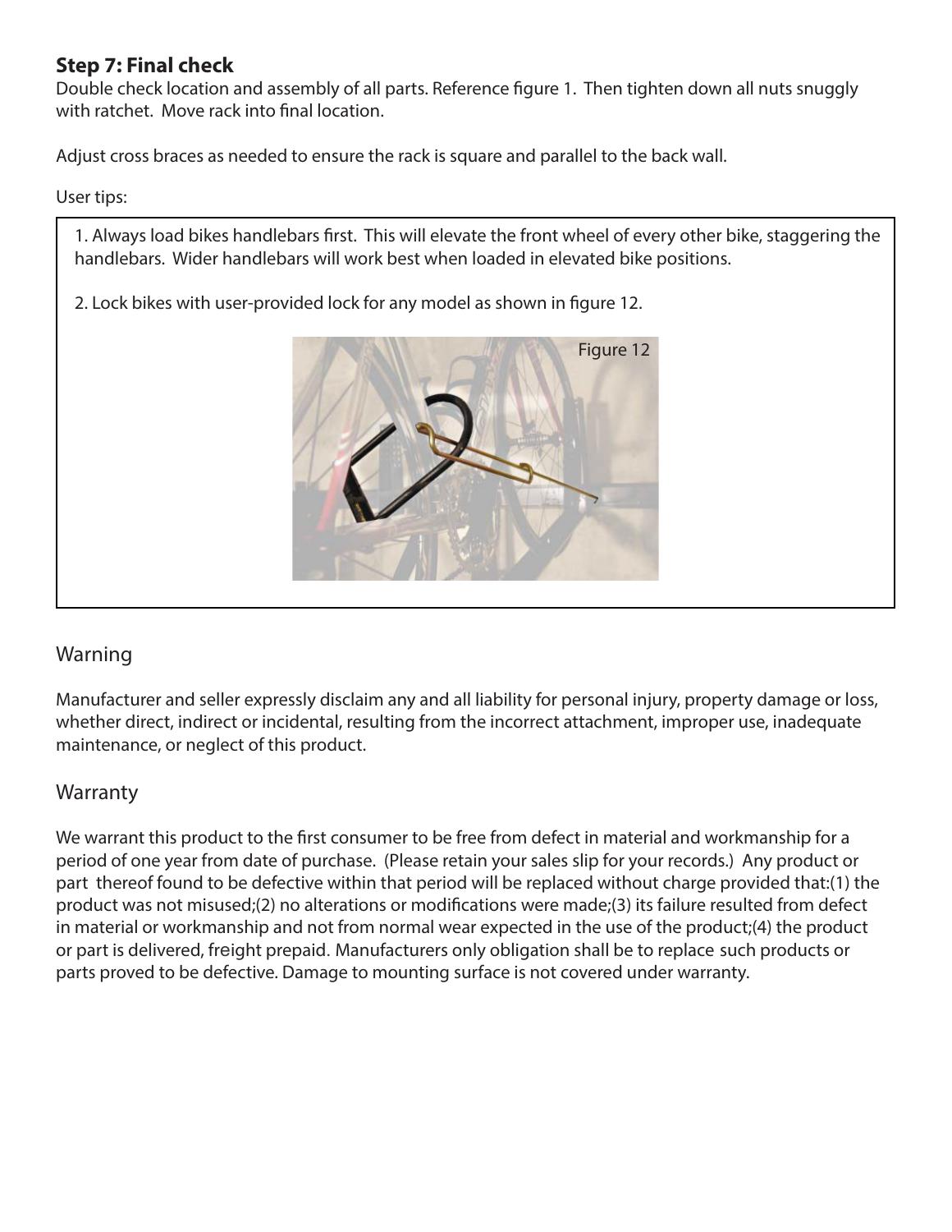### Step 7: Final check

Double check location and assembly of all parts. Reference figure 1. Then tighten down all nuts snuggly with ratchet. Move rack into final location.

Adjust cross braces as needed to ensure the rack is square and parallel to the back wall.

User tips:

1. Always load bikes handlebars first. This will elevate the front wheel of every other bike, staggering the handlebars. Wider handlebars will work best when loaded in elevated bike positions.

2. Lock bikes with user-provided lock for any model as shown in figure 12.

Figure 12

## Warning

Manufacturer and seller expressly disclaim any and all liability for personal injury, property damage or loss, whether direct, indirect or incidental, resulting from the incorrect attachment, improper use, inadequate maintenance, or neglect of this product.

## Warranty

We warrant this product to the first consumer to be free from defect in material and workmanship for a period of one year from date of purchase. (Please retain your sales slip for your records.) Any product or part thereof found to be defective within that period will be replaced without charge provided that:(1) the product was not misused;(2) no alterations or modifications were made;(3) its failure resulted from defect in material or workmanship and not from normal wear expected in the use of the product;(4) the product or part is delivered, freight prepaid. Manufacturers only obligation shall be to replace such products or parts proved to be defective. Damage to mounting surface is not covered under warranty.